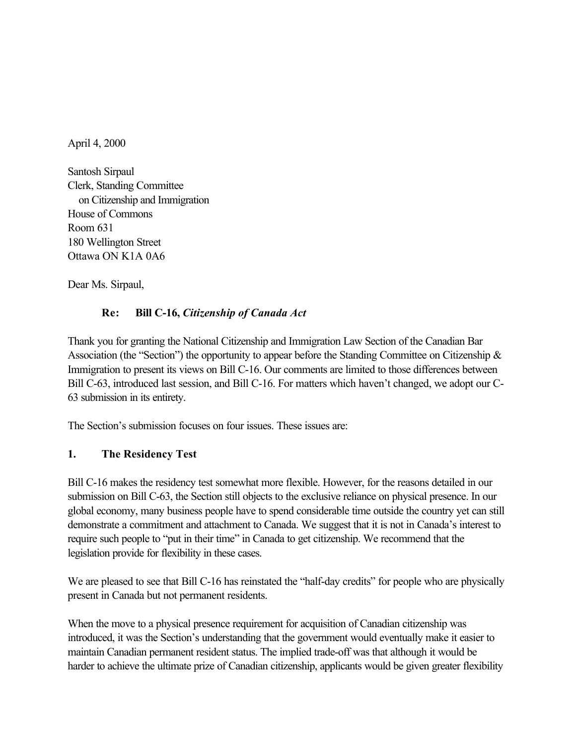April 4, 2000

Santosh Sirpaul
Clerk, Standing Committee
on Citizenship and Immigration
House of Commons
Room 631
180 Wellington Street
Ottawa ON K1A 0A6

Dear Ms. Sirpaul,

**Re: Bill C-16, *Citizenship of Canada Act***

Thank you for granting the National Citizenship and Immigration Law Section of the Canadian Bar Association (the "Section") the opportunity to appear before the Standing Committee on Citizenship & Immigration to present its views on Bill C-16. Our comments are limited to those differences between Bill C-63, introduced last session, and Bill C-16. For matters which haven't changed, we adopt our C-63 submission in its entirety.

The Section's submission focuses on four issues. These issues are:

## 1. The Residency Test

Bill C-16 makes the residency test somewhat more flexible. However, for the reasons detailed in our submission on Bill C-63, the Section still objects to the exclusive reliance on physical presence. In our global economy, many business people have to spend considerable time outside the country yet can still demonstrate a commitment and attachment to Canada. We suggest that it is not in Canada's interest to require such people to "put in their time" in Canada to get citizenship. We recommend that the legislation provide for flexibility in these cases.

We are pleased to see that Bill C-16 has reinstated the "half-day credits" for people who are physically present in Canada but not permanent residents.

When the move to a physical presence requirement for acquisition of Canadian citizenship was introduced, it was the Section's understanding that the government would eventually make it easier to maintain Canadian permanent resident status. The implied trade-off was that although it would be harder to achieve the ultimate prize of Canadian citizenship, applicants would be given greater flexibility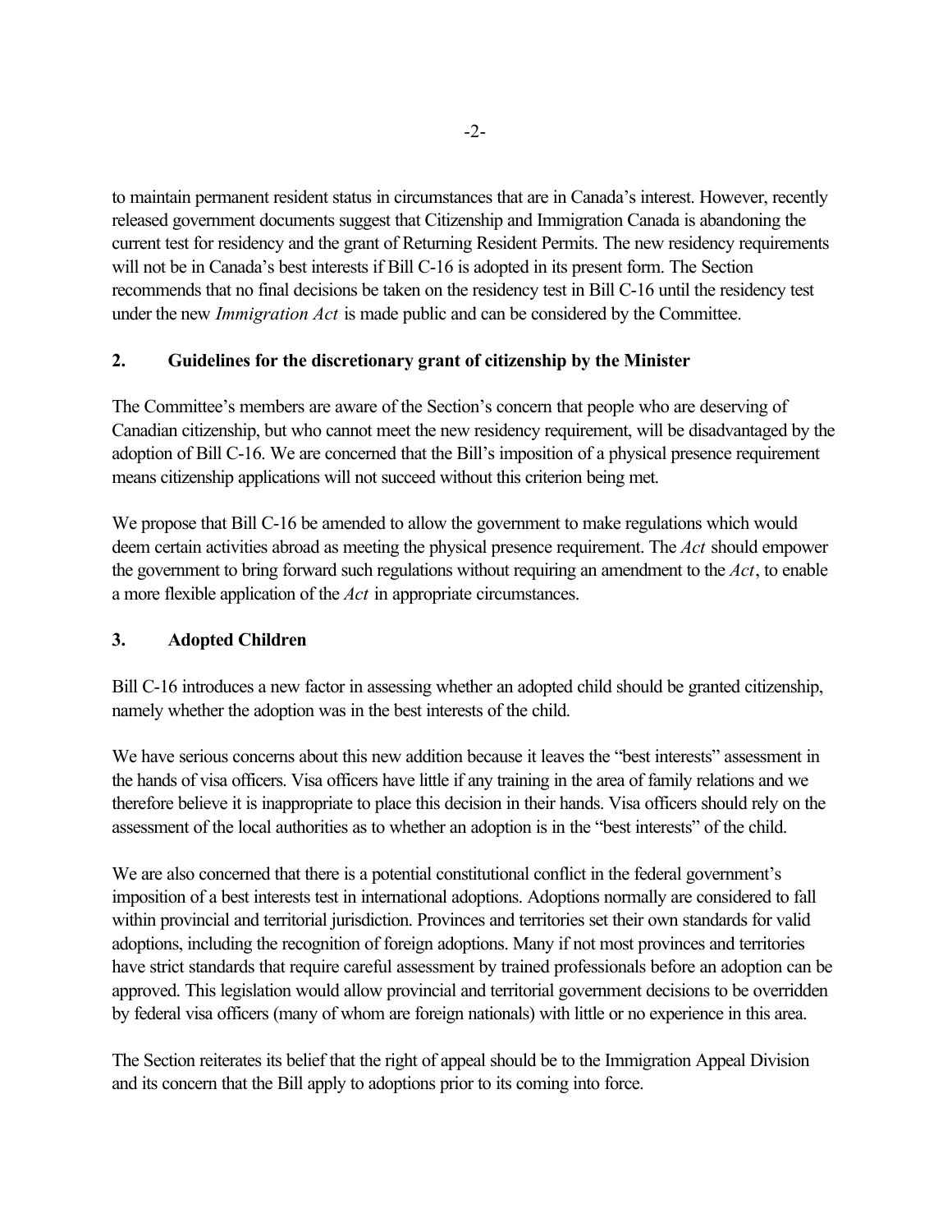to maintain permanent resident status in circumstances that are in Canada's interest. However, recently released government documents suggest that Citizenship and Immigration Canada is abandoning the current test for residency and the grant of Returning Resident Permits. The new residency requirements will not be in Canada's best interests if Bill C-16 is adopted in its present form. The Section recommends that no final decisions be taken on the residency test in Bill C-16 until the residency test under the new *Immigration Act* is made public and can be considered by the Committee.

## 2. Guidelines for the discretionary grant of citizenship by the Minister

The Committee's members are aware of the Section's concern that people who are deserving of Canadian citizenship, but who cannot meet the new residency requirement, will be disadvantaged by the adoption of Bill C-16. We are concerned that the Bill's imposition of a physical presence requirement means citizenship applications will not succeed without this criterion being met.

We propose that Bill C-16 be amended to allow the government to make regulations which would deem certain activities abroad as meeting the physical presence requirement. The *Act* should empower the government to bring forward such regulations without requiring an amendment to the *Act*, to enable a more flexible application of the *Act* in appropriate circumstances.

## 3. Adopted Children

Bill C-16 introduces a new factor in assessing whether an adopted child should be granted citizenship, namely whether the adoption was in the best interests of the child.

We have serious concerns about this new addition because it leaves the "best interests" assessment in the hands of visa officers. Visa officers have little if any training in the area of family relations and we therefore believe it is inappropriate to place this decision in their hands. Visa officers should rely on the assessment of the local authorities as to whether an adoption is in the "best interests" of the child.

We are also concerned that there is a potential constitutional conflict in the federal government's imposition of a best interests test in international adoptions. Adoptions normally are considered to fall within provincial and territorial jurisdiction. Provinces and territories set their own standards for valid adoptions, including the recognition of foreign adoptions. Many if not most provinces and territories have strict standards that require careful assessment by trained professionals before an adoption can be approved. This legislation would allow provincial and territorial government decisions to be overridden by federal visa officers (many of whom are foreign nationals) with little or no experience in this area.

The Section reiterates its belief that the right of appeal should be to the Immigration Appeal Division and its concern that the Bill apply to adoptions prior to its coming into force.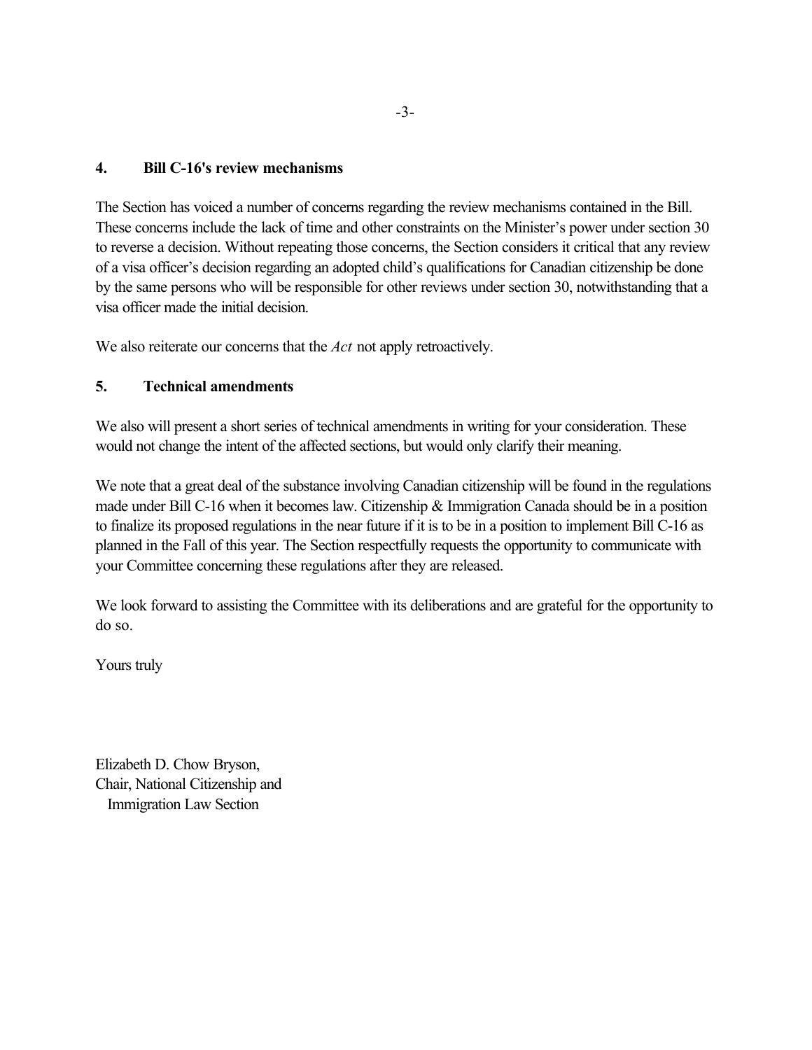## 4. Bill C-16's review mechanisms

The Section has voiced a number of concerns regarding the review mechanisms contained in the Bill. These concerns include the lack of time and other constraints on the Minister's power under section 30 to reverse a decision. Without repeating those concerns, the Section considers it critical that any review of a visa officer's decision regarding an adopted child's qualifications for Canadian citizenship be done by the same persons who will be responsible for other reviews under section 30, notwithstanding that a visa officer made the initial decision.

We also reiterate our concerns that the *Act* not apply retroactively.

## 5. Technical amendments

We also will present a short series of technical amendments in writing for your consideration. These would not change the intent of the affected sections, but would only clarify their meaning.

We note that a great deal of the substance involving Canadian citizenship will be found in the regulations made under Bill C-16 when it becomes law. Citizenship & Immigration Canada should be in a position to finalize its proposed regulations in the near future if it is to be in a position to implement Bill C-16 as planned in the Fall of this year. The Section respectfully requests the opportunity to communicate with your Committee concerning these regulations after they are released.

We look forward to assisting the Committee with its deliberations and are grateful for the opportunity to do so.

Yours truly

Elizabeth D. Chow Bryson,
Chair, National Citizenship and
Immigration Law Section